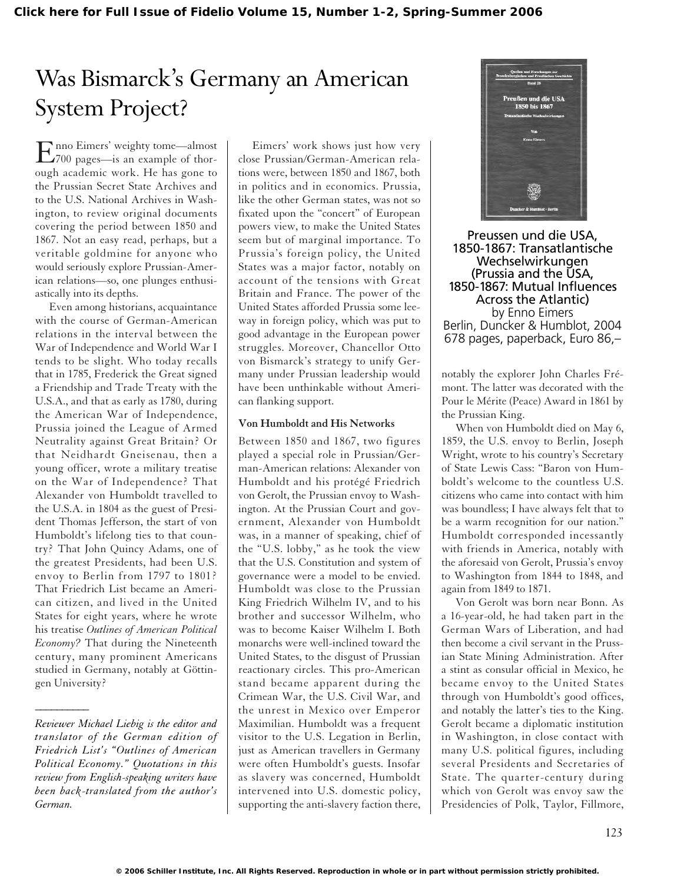# Was Bismarck's Germany an American System Project?

**Preussen und die USA, 1850-1867: Transatlantische Wechselwirkungen (Prussia and the USA, 1850-1867: Mutual Influences Across the Atlantic)**
by Enno Eimers
Berlin, Duncker & Humblot, 2004
678 pages, paperback, Euro 86,–

Enno Eimers' weighty tome—almost 700 pages—is an example of thorough academic work. He has gone to the Prussian Secret State Archives and to the U.S. National Archives in Washington, to review original documents covering the period between 1850 and 1867. Not an easy read, perhaps, but a veritable goldmine for anyone who would seriously explore Prussian-American relations—so, one plunges enthusiastically into its depths.

Even among historians, acquaintance with the course of German-American relations in the interval between the War of Independence and World War I tends to be slight. Who today recalls that in 1785, Frederick the Great signed a Friendship and Trade Treaty with the U.S.A., and that as early as 1780, during the American War of Independence, Prussia joined the League of Armed Neutrality against Great Britain? Or that Neidhardt Gneisenau, then a young officer, wrote a military treatise on the War of Independence? That Alexander von Humboldt travelled to the U.S.A. in 1804 as the guest of President Thomas Jefferson, the start of von Humboldt's lifelong ties to that country? That John Quincy Adams, one of the greatest Presidents, had been U.S. envoy to Berlin from 1797 to 1801? That Friedrich List became an American citizen, and lived in the United States for eight years, where he wrote his treatise *Outlines of American Political Economy?* That during the Nineteenth century, many prominent Americans studied in Germany, notably at Göttingen University?

*Reviewer Michael Liebig is the editor and translator of the German edition of Friedrich List's "Outlines of American Political Economy." Quotations in this review from English-speaking writers have been back-translated from the author's German.*

Eimers' work shows just how very close Prussian/German-American relations were, between 1850 and 1867, both in politics and in economics. Prussia, like the other German states, was not so fixated upon the "concert" of European powers view, to make the United States seem but of marginal importance. To Prussia's foreign policy, the United States was a major factor, notably on account of the tensions with Great Britain and France. The power of the United States afforded Prussia some leeway in foreign policy, which was put to good advantage in the European power struggles. Moreover, Chancellor Otto von Bismarck's strategy to unify Germany under Prussian leadership would have been unthinkable without American flanking support.

### Von Humboldt and His Networks

Between 1850 and 1867, two figures played a special role in Prussian/German-American relations: Alexander von Humboldt and his protégé Friedrich von Gerolt, the Prussian envoy to Washington. At the Prussian Court and government, Alexander von Humboldt was, in a manner of speaking, chief of the "U.S. lobby," as he took the view that the U.S. Constitution and system of governance were a model to be envied. Humboldt was close to the Prussian King Friedrich Wilhelm IV, and to his brother and successor Wilhelm, who was to become Kaiser Wilhelm I. Both monarchs were well-inclined toward the United States, to the disgust of Prussian reactionary circles. This pro-American stand became apparent during the Crimean War, the U.S. Civil War, and the unrest in Mexico over Emperor Maximilian. Humboldt was a frequent visitor to the U.S. Legation in Berlin, just as American travellers in Germany were often Humboldt's guests. Insofar as slavery was concerned, Humboldt intervened into U.S. domestic policy, supporting the anti-slavery faction there, notably the explorer John Charles Frémont. The latter was decorated with the Pour le Mérite (Peace) Award in 1861 by the Prussian King.

When von Humboldt died on May 6, 1859, the U.S. envoy to Berlin, Joseph Wright, wrote to his country's Secretary of State Lewis Cass: "Baron von Humboldt's welcome to the countless U.S. citizens who came into contact with him was boundless; I have always felt that to be a warm recognition for our nation." Humboldt corresponded incessantly with friends in America, notably with the aforesaid von Gerolt, Prussia's envoy to Washington from 1844 to 1848, and again from 1849 to 1871.

Von Gerolt was born near Bonn. As a 16-year-old, he had taken part in the German Wars of Liberation, and had then become a civil servant in the Prussian State Mining Administration. After a stint as consular official in Mexico, he became envoy to the United States through von Humboldt's good offices, and notably the latter's ties to the King. Gerolt became a diplomatic institution in Washington, in close contact with many U.S. political figures, including several Presidents and Secretaries of State. The quarter-century during which von Gerolt was envoy saw the Presidencies of Polk, Taylor, Fillmore,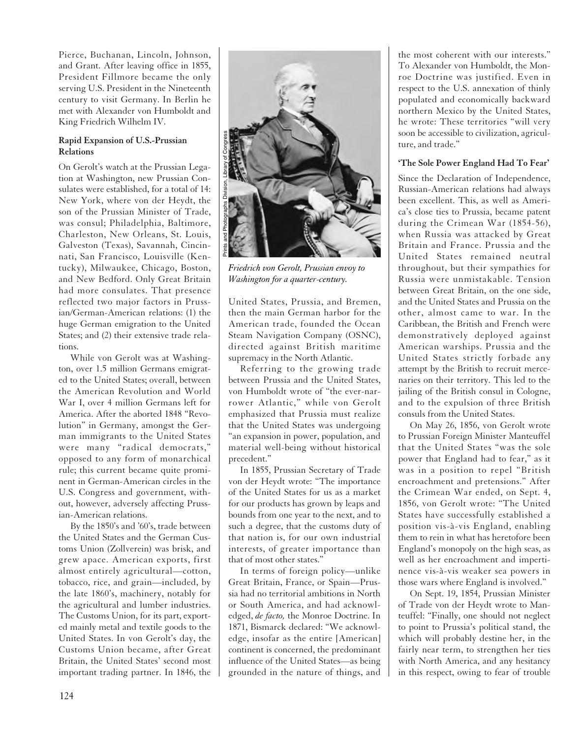Pierce, Buchanan, Lincoln, Johnson, and Grant. After leaving office in 1855, President Fillmore became the only serving U.S. President in the Nineteenth century to visit Germany. In Berlin he met with Alexander von Humboldt and King Friedrich Wilhelm IV.

### Rapid Expansion of U.S.-Prussian Relations

On Gerolt's watch at the Prussian Legation at Washington, new Prussian Consulates were established, for a total of 14: New York, where von der Heydt, the son of the Prussian Minister of Trade, was consul; Philadelphia, Baltimore, Charleston, New Orleans, St. Louis, Galveston (Texas), Savannah, Cincinnati, San Francisco, Louisville (Kentucky), Milwaukee, Chicago, Boston, and New Bedford. Only Great Britain had more consulates. That presence reflected two major factors in Prussian/German-American relations: (1) the huge German emigration to the United States; and (2) their extensive trade relations.

While von Gerolt was at Washington, over 1.5 million Germans emigrated to the United States; overall, between the American Revolution and World War I, over 4 million Germans left for America. After the aborted 1848 "Revolution" in Germany, amongst the German immigrants to the United States were many "radical democrats," opposed to any form of monarchical rule; this current became quite prominent in German-American circles in the U.S. Congress and government, without, however, adversely affecting Prussian-American relations.

By the 1850's and '60's, trade between the United States and the German Customs Union (Zollverein) was brisk, and grew apace. American exports, first almost entirely agricultural—cotton, tobacco, rice, and grain—included, by the late 1860's, machinery, notably for the agricultural and lumber industries. The Customs Union, for its part, exported mainly metal and textile goods to the United States. In von Gerolt's day, the Customs Union became, after Great Britain, the United States' second most important trading partner. In 1846, the United States, Prussia, and Bremen, then the main German harbor for the American trade, founded the Ocean Steam Navigation Company (OSNC), directed against British maritime supremacy in the North Atlantic.

*Friedrich von Gerolt, Prussian envoy to Washington for a quarter-century.*

Referring to the growing trade between Prussia and the United States, von Humboldt wrote of "the ever-narrower Atlantic," while von Gerolt emphasized that Prussia must realize that the United States was undergoing "an expansion in power, population, and material well-being without historical precedent."

In 1855, Prussian Secretary of Trade von der Heydt wrote: "The importance of the United States for us as a market for our products has grown by leaps and bounds from one year to the next, and to such a degree, that the customs duty of that nation is, for our own industrial interests, of greater importance than that of most other states."

In terms of foreign policy—unlike Great Britain, France, or Spain—Prussia had no territorial ambitions in North or South America, and had acknowledged, *de facto,* the Monroe Doctrine. In 1871, Bismarck declared: "We acknowledge, insofar as the entire [American] continent is concerned, the predominant influence of the United States—as being grounded in the nature of things, and the most coherent with our interests." To Alexander von Humboldt, the Monroe Doctrine was justified. Even in respect to the U.S. annexation of thinly populated and economically backward northern Mexico by the United States, he wrote: These territories "will very soon be accessible to civilization, agriculture, and trade."

### 'The Sole Power England Had To Fear'

Since the Declaration of Independence, Russian-American relations had always been excellent. This, as well as America's close ties to Prussia, became patent during the Crimean War (1854-56), when Russia was attacked by Great Britain and France. Prussia and the United States remained neutral throughout, but their sympathies for Russia were unmistakable. Tension between Great Britain, on the one side, and the United States and Prussia on the other, almost came to war. In the Caribbean, the British and French were demonstratively deployed against American warships. Prussia and the United States strictly forbade any attempt by the British to recruit mercenaries on their territory. This led to the jailing of the British consul in Cologne, and to the expulsion of three British consuls from the United States.

On May 26, 1856, von Gerolt wrote to Prussian Foreign Minister Manteuffel that the United States "was the sole power that England had to fear," as it was in a position to repel "British encroachment and pretensions." After the Crimean War ended, on Sept. 4, 1856, von Gerolt wrote: "The United States have successfully established a position vis-à-vis England, enabling them to rein in what has heretofore been England's monopoly on the high seas, as well as her encroachment and impertinence vis-à-vis weaker sea powers in those wars where England is involved."

On Sept. 19, 1854, Prussian Minister of Trade von der Heydt wrote to Manteuffel: "Finally, one should not neglect to point to Prussia's political stand, the which will probably destine her, in the fairly near term, to strengthen her ties with North America, and any hesitancy in this respect, owing to fear of trouble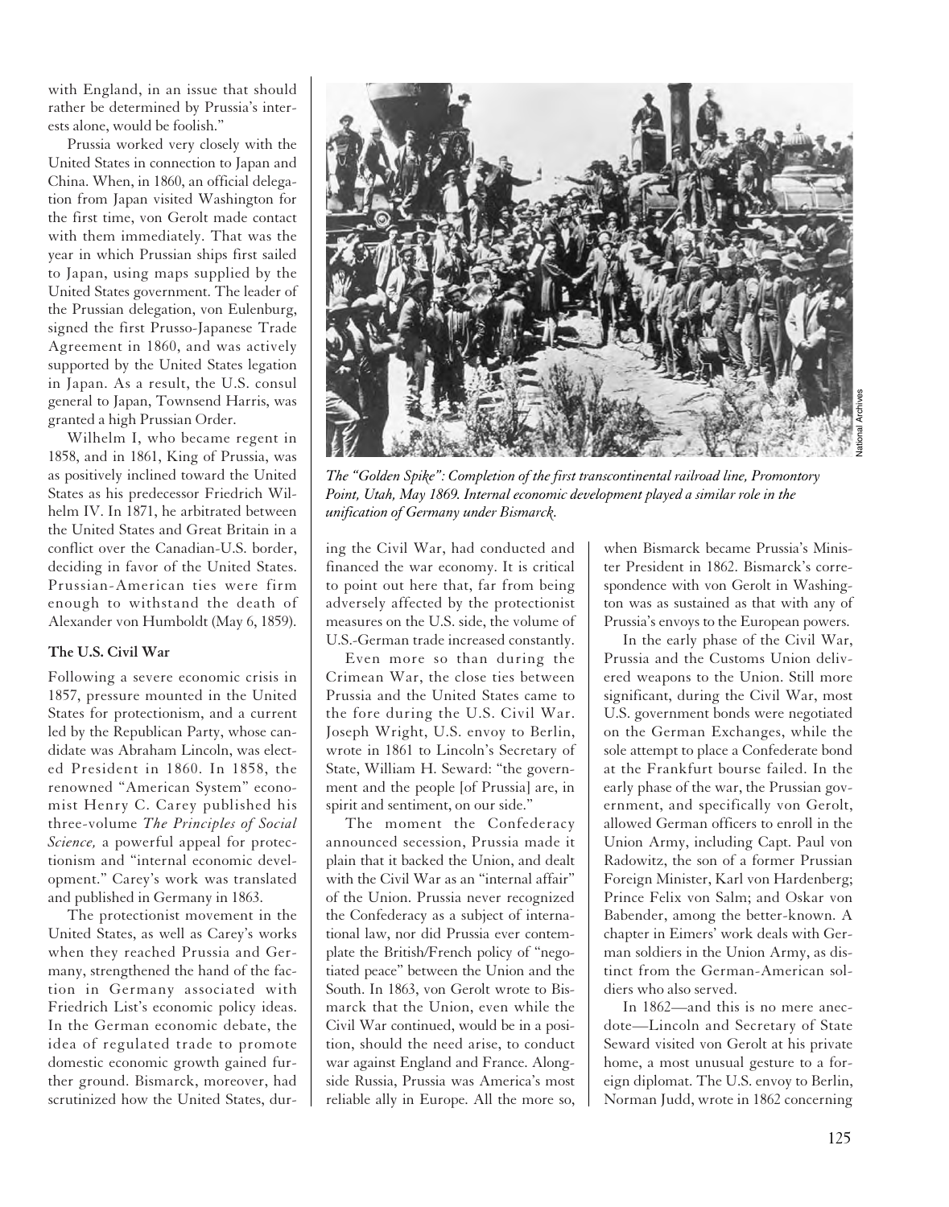with England, in an issue that should rather be determined by Prussia's interests alone, would be foolish."

Prussia worked very closely with the United States in connection to Japan and China. When, in 1860, an official delegation from Japan visited Washington for the first time, von Gerolt made contact with them immediately. That was the year in which Prussian ships first sailed to Japan, using maps supplied by the United States government. The leader of the Prussian delegation, von Eulenburg, signed the first Prusso-Japanese Trade Agreement in 1860, and was actively supported by the United States legation in Japan. As a result, the U.S. consul general to Japan, Townsend Harris, was granted a high Prussian Order.

Wilhelm I, who became regent in 1858, and in 1861, King of Prussia, was as positively inclined toward the United States as his predecessor Friedrich Wilhelm IV. In 1871, he arbitrated between the United States and Great Britain in a conflict over the Canadian-U.S. border, deciding in favor of the United States. Prussian-American ties were firm enough to withstand the death of Alexander von Humboldt (May 6, 1859).

### The U.S. Civil War

Following a severe economic crisis in 1857, pressure mounted in the United States for protectionism, and a current led by the Republican Party, whose candidate was Abraham Lincoln, was elected President in 1860. In 1858, the renowned "American System" economist Henry C. Carey published his three-volume *The Principles of Social Science,* a powerful appeal for protectionism and "internal economic development." Carey's work was translated and published in Germany in 1863.

The protectionist movement in the United States, as well as Carey's works when they reached Prussia and Germany, strengthened the hand of the faction in Germany associated with Friedrich List's economic policy ideas. In the German economic debate, the idea of regulated trade to promote domestic economic growth gained further ground. Bismarck, moreover, had scrutinized how the United States, during the Civil War, had conducted and financed the war economy. It is critical to point out here that, far from being adversely affected by the protectionist measures on the U.S. side, the volume of U.S.-German trade increased constantly.

*The "Golden Spike": Completion of the first transcontinental railroad line, Promontory Point, Utah, May 1869. Internal economic development played a similar role in the unification of Germany under Bismarck.*

National Archives

Even more so than during the Crimean War, the close ties between Prussia and the United States came to the fore during the U.S. Civil War. Joseph Wright, U.S. envoy to Berlin, wrote in 1861 to Lincoln's Secretary of State, William H. Seward: "the government and the people [of Prussia] are, in spirit and sentiment, on our side."

The moment the Confederacy announced secession, Prussia made it plain that it backed the Union, and dealt with the Civil War as an "internal affair" of the Union. Prussia never recognized the Confederacy as a subject of international law, nor did Prussia ever contemplate the British/French policy of "negotiated peace" between the Union and the South. In 1863, von Gerolt wrote to Bismarck that the Union, even while the Civil War continued, would be in a position, should the need arise, to conduct war against England and France. Alongside Russia, Prussia was America's most reliable ally in Europe. All the more so, when Bismarck became Prussia's Minister President in 1862. Bismarck's correspondence with von Gerolt in Washington was as sustained as that with any of Prussia's envoys to the European powers.

In the early phase of the Civil War, Prussia and the Customs Union delivered weapons to the Union. Still more significant, during the Civil War, most U.S. government bonds were negotiated on the German Exchanges, while the sole attempt to place a Confederate bond at the Frankfurt bourse failed. In the early phase of the war, the Prussian government, and specifically von Gerolt, allowed German officers to enroll in the Union Army, including Capt. Paul von Radowitz, the son of a former Prussian Foreign Minister, Karl von Hardenberg; Prince Felix von Salm; and Oskar von Babender, among the better-known. A chapter in Eimers' work deals with German soldiers in the Union Army, as distinct from the German-American soldiers who also served.

In 1862—and this is no mere anecdote—Lincoln and Secretary of State Seward visited von Gerolt at his private home, a most unusual gesture to a foreign diplomat. The U.S. envoy to Berlin, Norman Judd, wrote in 1862 concerning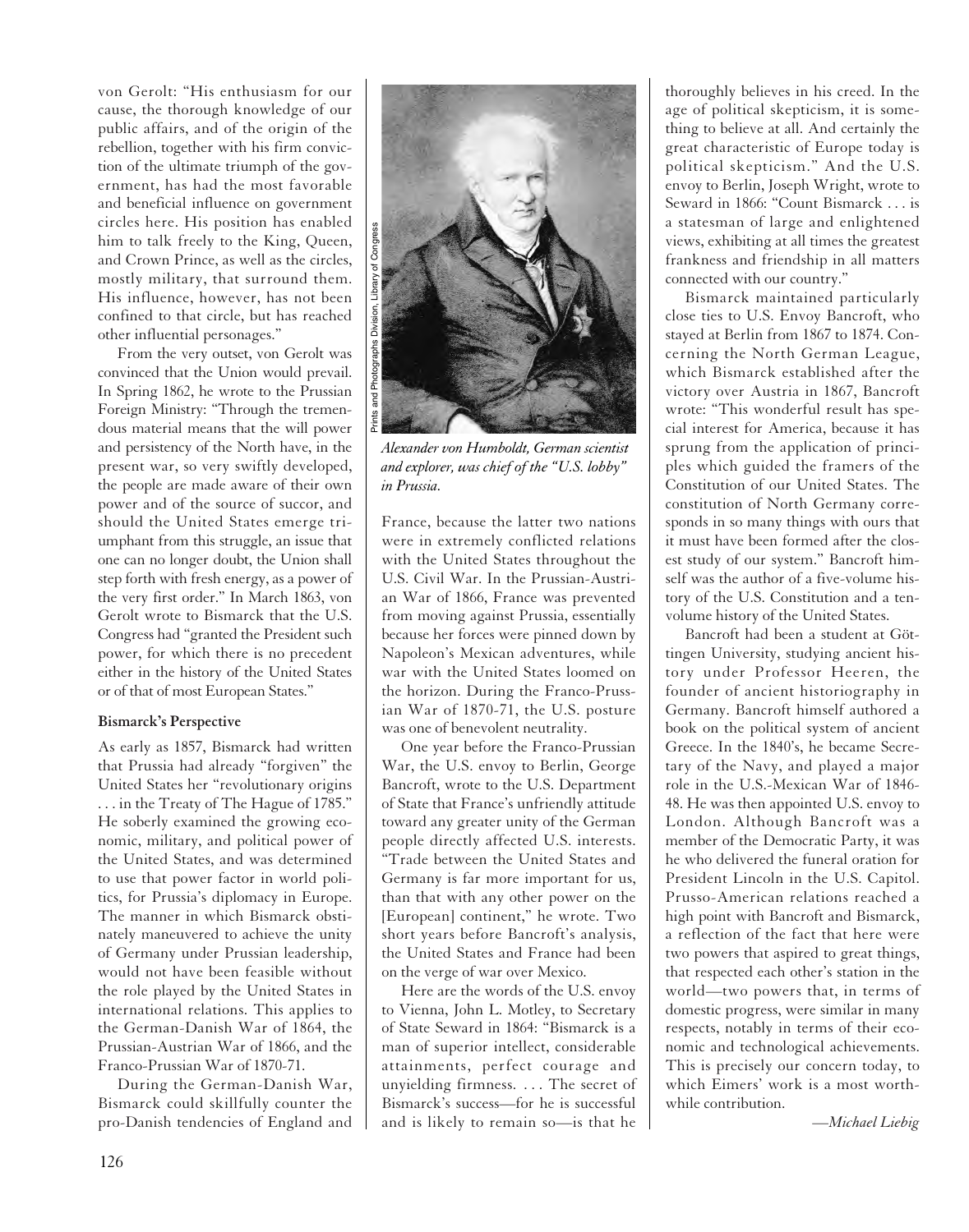von Gerolt: "His enthusiasm for our cause, the thorough knowledge of our public affairs, and of the origin of the rebellion, together with his firm conviction of the ultimate triumph of the government, has had the most favorable and beneficial influence on government circles here. His position has enabled him to talk freely to the King, Queen, and Crown Prince, as well as the circles, mostly military, that surround them. His influence, however, has not been confined to that circle, but has reached other influential personages."

From the very outset, von Gerolt was convinced that the Union would prevail. In Spring 1862, he wrote to the Prussian Foreign Ministry: "Through the tremendous material means that the will power and persistency of the North have, in the present war, so very swiftly developed, the people are made aware of their own power and of the source of succor, and should the United States emerge triumphant from this struggle, an issue that one can no longer doubt, the Union shall step forth with fresh energy, as a power of the very first order." In March 1863, von Gerolt wrote to Bismarck that the U.S. Congress had "granted the President such power, for which there is no precedent either in the history of the United States or of that of most European States."

**Bismarck's Perspective**

As early as 1857, Bismarck had written that Prussia had already "forgiven" the United States her "revolutionary origins . . . in the Treaty of The Hague of 1785." He soberly examined the growing economic, military, and political power of the United States, and was determined to use that power factor in world politics, for Prussia's diplomacy in Europe. The manner in which Bismarck obstinately maneuvered to achieve the unity of Germany under Prussian leadership, would not have been feasible without the role played by the United States in international relations. This applies to the German-Danish War of 1864, the Prussian-Austrian War of 1866, and the Franco-Prussian War of 1870-71.

During the German-Danish War, Bismarck could skillfully counter the pro-Danish tendencies of England and France, because the latter two nations were in extremely conflicted relations with the United States throughout the U.S. Civil War. In the Prussian-Austrian War of 1866, France was prevented from moving against Prussia, essentially because her forces were pinned down by Napoleon's Mexican adventures, while war with the United States loomed on the horizon. During the Franco-Prussian War of 1870-71, the U.S. posture was one of benevolent neutrality.

*Alexander von Humboldt, German scientist and explorer, was chief of the "U.S. lobby" in Prussia.*

One year before the Franco-Prussian War, the U.S. envoy to Berlin, George Bancroft, wrote to the U.S. Department of State that France's unfriendly attitude toward any greater unity of the German people directly affected U.S. interests. "Trade between the United States and Germany is far more important for us, than that with any other power on the [European] continent," he wrote. Two short years before Bancroft's analysis, the United States and France had been on the verge of war over Mexico.

Here are the words of the U.S. envoy to Vienna, John L. Motley, to Secretary of State Seward in 1864: "Bismarck is a man of superior intellect, considerable attainments, perfect courage and unyielding firmness. . . . The secret of Bismarck's success—for he is successful and is likely to remain so—is that he thoroughly believes in his creed. In the age of political skepticism, it is something to believe at all. And certainly the great characteristic of Europe today is political skepticism." And the U.S. envoy to Berlin, Joseph Wright, wrote to Seward in 1866: "Count Bismarck . . . is a statesman of large and enlightened views, exhibiting at all times the greatest frankness and friendship in all matters connected with our country."

Bismarck maintained particularly close ties to U.S. Envoy Bancroft, who stayed at Berlin from 1867 to 1874. Concerning the North German League, which Bismarck established after the victory over Austria in 1867, Bancroft wrote: "This wonderful result has special interest for America, because it has sprung from the application of principles which guided the framers of the Constitution of our United States. The constitution of North Germany corresponds in so many things with ours that it must have been formed after the closest study of our system." Bancroft himself was the author of a five-volume history of the U.S. Constitution and a ten-volume history of the United States.

Bancroft had been a student at Göttingen University, studying ancient history under Professor Heeren, the founder of ancient historiography in Germany. Bancroft himself authored a book on the political system of ancient Greece. In the 1840's, he became Secretary of the Navy, and played a major role in the U.S.-Mexican War of 1846-48. He was then appointed U.S. envoy to London. Although Bancroft was a member of the Democratic Party, it was he who delivered the funeral oration for President Lincoln in the U.S. Capitol. Prusso-American relations reached a high point with Bancroft and Bismarck, a reflection of the fact that here were two powers that aspired to great things, that respected each other's station in the world—two powers that, in terms of domestic progress, were similar in many respects, notably in terms of their economic and technological achievements. This is precisely our concern today, to which Eimers' work is a most worthwhile contribution.

*—Michael Liebig*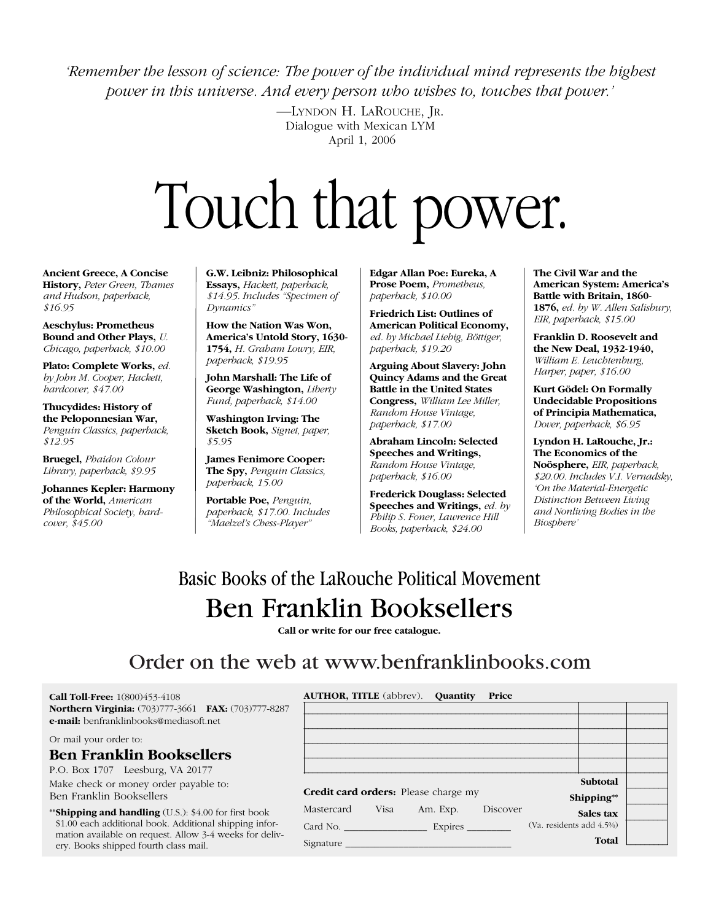*'Remember the lesson of science: The power of the individual mind represents the highest power in this universe. And every person who wishes to, touches that power.'*

—LYNDON H. LAROUCHE, JR.
Dialogue with Mexican LYM
April 1, 2006

# Touch that power.

**Ancient Greece, A Concise History,** *Peter Green, Thames and Hudson, paperback, $16.95*

**Aeschylus: Prometheus Bound and Other Plays,** *U. Chicago, paperback, $10.00*

**Plato: Complete Works,** *ed. by John M. Cooper, Hackett, hardcover, $47.00*

**Thucydides: History of the Peloponnesian War,** *Penguin Classics, paperback, $12.95*

**Bruegel,** *Phaidon Colour Library, paperback, $9.95*

**Johannes Kepler: Harmony of the World,** *American Philosophical Society, hardcover, $45.00*

**G.W. Leibniz: Philosophical Essays,** *Hackett, paperback, $14.95. Includes "Specimen of Dynamics"*

**How the Nation Was Won, America's Untold Story, 1630-1754,** *H. Graham Lowry, EIR, paperback, $19.95*

**John Marshall: The Life of George Washington,** *Liberty Fund, paperback, $14.00*

**Washington Irving: The Sketch Book,** *Signet, paper, $5.95*

**James Fenimore Cooper: The Spy,** *Penguin Classics, paperback, 15.00*

**Portable Poe,** *Penguin, paperback, $17.00. Includes "Maelzel's Chess-Player"*

**Edgar Allan Poe: Eureka, A Prose Poem,** *Prometheus, paperback, $10.00*

**Friedrich List: Outlines of American Political Economy,** *ed. by Michael Liebig, Böttiger, paperback, $19.20*

**Arguing About Slavery: John Quincy Adams and the Great Battle in the United States Congress,** *William Lee Miller, Random House Vintage, paperback, $17.00*

**Abraham Lincoln: Selected Speeches and Writings,** *Random House Vintage, paperback, $16.00*

**Frederick Douglass: Selected Speeches and Writings,** *ed. by Philip S. Foner, Lawrence Hill Books, paperback, $24.00*

**The Civil War and the American System: America's Battle with Britain, 1860-1876,** *ed. by W. Allen Salisbury, EIR, paperback, $15.00*

**Franklin D. Roosevelt and the New Deal, 1932-1940,** *William E. Leuchtenburg, Harper, paper, $16.00*

**Kurt Gödel: On Formally Undecidable Propositions of Principia Mathematica,** *Dover, paperback, $6.95*

**Lyndon H. LaRouche, Jr.: The Economics of the Noösphere,** *EIR, paperback, $20.00. Includes V.I. Vernadsky, 'On the Material-Energetic Distinction Between Living and Nonliving Bodies in the Biosphere'*

## Basic Books of the LaRouche Political Movement

## Ben Franklin Booksellers

**Call or write for our free catalogue.**

## Order on the web at www.benfranklinbooks.com

**Call Toll-Free:** 1(800)453-4108
**Northern Virginia:** (703)777-3661 **FAX:** (703)777-8287
**e-mail:** benfranklinbooks@mediasoft.net

Or mail your order to:

**Ben Franklin Booksellers**
P.O. Box 1707 Leesburg, VA 20177

Make check or money order payable to:
Ben Franklin Booksellers

**Shipping and handling (U.S.): $4.00 for first book $1.00 each additional book. Additional shipping information available on request. Allow 3-4 weeks for delivery. Books shipped fourth class mail.

| **AUTHOR, TITLE** (abbrev). | **Quantity** | **Price** |
|---|---|---|
| | | |
| | | |
| | | |
| | | |
| | | |
| | **Subtotal** | |
| | **Shipping**** | |
| | **Sales tax** (Va. residents add 4.5%) | |
| | **Total** | |

**Credit card orders:** Please charge my

Mastercard Visa Am. Exp. Discover

Card No. ________________ Expires ________

Signature ________________________________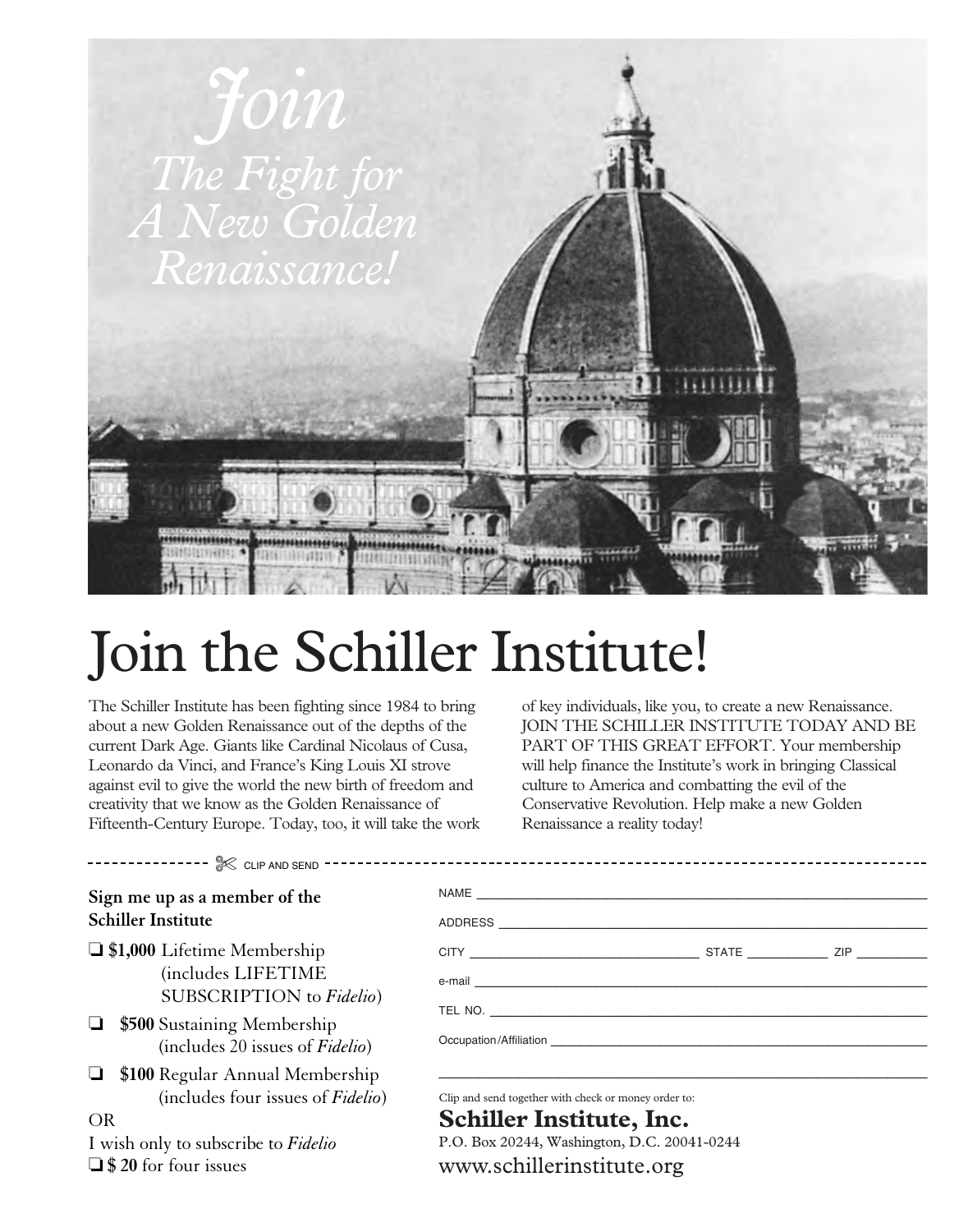*Join*

*The Fight for A New Golden Renaissance!*

# Join the Schiller Institute!

The Schiller Institute has been fighting since 1984 to bring about a new Golden Renaissance out of the depths of the current Dark Age. Giants like Cardinal Nicolaus of Cusa, Leonardo da Vinci, and France's King Louis XI strove against evil to give the world the new birth of freedom and creativity that we know as the Golden Renaissance of Fifteenth-Century Europe. Today, too, it will take the work of key individuals, like you, to create a new Renaissance. JOIN THE SCHILLER INSTITUTE TODAY AND BE PART OF THIS GREAT EFFORT. Your membership will help finance the Institute's work in bringing Classical culture to America and combatting the evil of the Conservative Revolution. Help make a new Golden Renaissance a reality today!

CLIP AND SEND

**Sign me up as a member of the Schiller Institute**

❏ **$1,000** Lifetime Membership (includes LIFETIME SUBSCRIPTION to *Fidelio*)

❏ **$500** Sustaining Membership (includes 20 issues of *Fidelio*)

❏ **$100** Regular Annual Membership (includes four issues of *Fidelio*)

OR

I wish only to subscribe to *Fidelio*

❏ **$ 20** for four issues

NAME ____________________

ADDRESS ____________________

CITY ____________ STATE ________ ZIP ________

e-mail ____________________

TEL NO. ____________________

Occupation/Affiliation ____________________

____________________

Clip and send together with check or money order to:

**Schiller Institute, Inc.**

P.O. Box 20244, Washington, D.C. 20041-0244

www.schillerinstitute.org